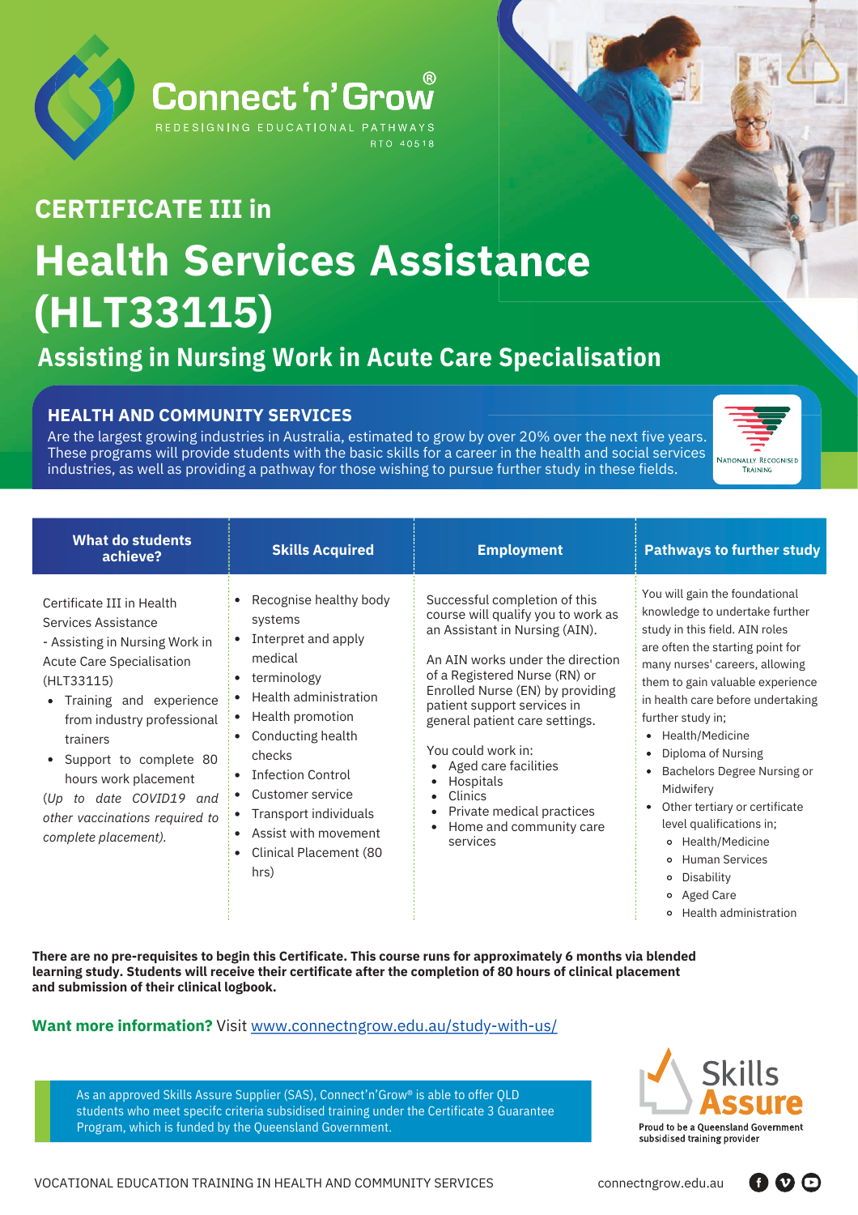Connect 'n' Grow®

REDESIGNING EDUCATIONAL PATHWAYS

RTO 40518

## CERTIFICATE III in

# Health Services Assistance (HLT33115)

## Assisting in Nursing Work in Acute Care Specialisation

### HEALTH AND COMMUNITY SERVICES

Are the largest growing industries in Australia, estimated to grow by over 20% over the next five years. These programs will provide students with the basic skills for a career in the health and social services industries, as well as providing a pathway for those wishing to pursue further study in these fields.

NATIONALLY RECOGNISED TRAINING

| What do students achieve? | Skills Acquired | Employment | Pathways to further study |
|---|---|---|---|
| Certificate III in Health Services Assistance - Assisting in Nursing Work in Acute Care Specialisation (HLT33115)<br>• Training and experience from industry professional trainers<br>• Support to complete 80 hours work placement<br>*(Up to date COVID19 and other vaccinations required to complete placement).* | • Recognise healthy body systems<br>• Interpret and apply medical<br>• terminology<br>• Health administration<br>• Health promotion<br>• Conducting health checks<br>• Infection Control<br>• Customer service<br>• Transport individuals<br>• Assist with movement<br>• Clinical Placement (80 hrs) | Successful completion of this course will qualify you to work as an Assistant in Nursing (AIN).<br><br>An AIN works under the direction of a Registered Nurse (RN) or Enrolled Nurse (EN) by providing patient support services in general patient care settings.<br><br>You could work in:<br>• Aged care facilities<br>• Hospitals<br>• Clinics<br>• Private medical practices<br>• Home and community care services | You will gain the foundational knowledge to undertake further study in this field. AIN roles are often the starting point for many nurses' careers, allowing them to gain valuable experience in health care before undertaking further study in;<br>• Health/Medicine<br>• Diploma of Nursing<br>• Bachelors Degree Nursing or Midwifery<br>• Other tertiary or certificate level qualifications in;<br>  ○ Health/Medicine<br>  ○ Human Services<br>  ○ Disability<br>  ○ Aged Care<br>  ○ Health administration |

**There are no pre-requisites to begin this Certificate. This course runs for approximately 6 months via blended learning study. Students will receive their certificate after the completion of 80 hours of clinical placement and submission of their clinical logbook.**

**Want more information?** Visit www.connectngrow.edu.au/study-with-us/

As an approved Skills Assure Supplier (SAS), Connect'n'Grow® is able to offer QLD students who meet specifc criteria subsidised training under the Certificate 3 Guarantee Program, which is funded by the Queensland Government.

Skills Assure

Proud to be a Queensland Government subsidised training provider

VOCATIONAL EDUCATION TRAINING IN HEALTH AND COMMUNITY SERVICES

connectngrow.edu.au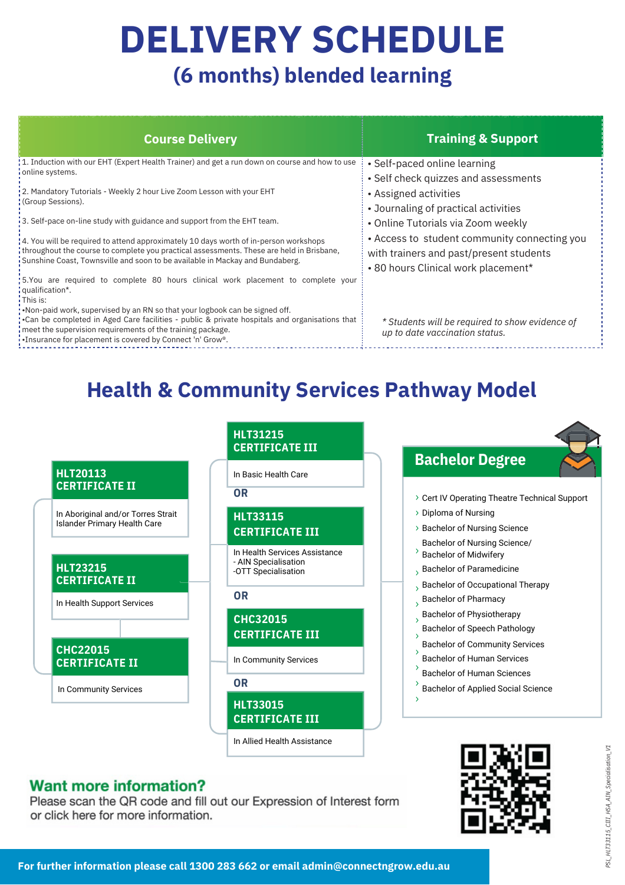# DELIVERY SCHEDULE

## (6 months) blended learning

| Course Delivery | Training & Support |
| --- | --- |
| 1. Induction with our EHT (Expert Health Trainer) and get a run down on course and how to use online systems.<br><br>2. Mandatory Tutorials - Weekly 2 hour Live Zoom Lesson with your EHT (Group Sessions).<br><br>3. Self-pace on-line study with guidance and support from the EHT team.<br><br>4. You will be required to attend approximately 10 days worth of in-person workshops throughout the course to complete you practical assessments. These are held in Brisbane, Sunshine Coast, Townsville and soon to be available in Mackay and Bundaberg.<br><br>5.You are required to complete 80 hours clinical work placement to complete your qualification*.<br>This is:<br>•Non-paid work, supervised by an RN so that your logbook can be signed off.<br>•Can be completed in Aged Care facilities - public & private hospitals and organisations that meet the supervision requirements of the training package.<br>•Insurance for placement is covered by Connect 'n' Grow®. | • Self-paced online learning<br>• Self check quizzes and assessments<br>• Assigned activities<br>• Journaling of practical activities<br>• Online Tutorials via Zoom weekly<br>• Access to student community connecting you with trainers and past/present students<br>• 80 hours Clinical work placement*<br><br>*\* Students will be required to show evidence of up to date vaccination status.* |

## Health & Community Services Pathway Model

**HLT20113 CERTIFICATE II**
In Aboriginal and/or Torres Strait Islander Primary Health Care

**HLT23215 CERTIFICATE II**
In Health Support Services

**CHC22015 CERTIFICATE II**
In Community Services

**HLT31215 CERTIFICATE III**
In Basic Health Care

**OR**

**HLT33115 CERTIFICATE III**
In Health Services Assistance
- AIN Specialisation
-OTT Specialisation

**OR**

**CHC32015 CERTIFICATE III**
In Community Services

**OR**

**HLT33015 CERTIFICATE III**
In Allied Health Assistance

**Bachelor Degree**

- Cert IV Operating Theatre Technical Support
- Diploma of Nursing
- Bachelor of Nursing Science
- Bachelor of Nursing Science/ Bachelor of Midwifery
- Bachelor of Paramedicine
- Bachelor of Occupational Therapy
- Bachelor of Pharmacy
- Bachelor of Physiotherapy
- Bachelor of Speech Pathology
- Bachelor of Community Services
- Bachelor of Human Services
- Bachelor of Human Sciences
- Bachelor of Applied Social Science

### Want more information?

Please scan the QR code and fill out our Expression of Interest form or click here for more information.

**For further information please call 1300 283 662 or email admin@connectngrow.edu.au**

FSL_HLT33115_CIII_HSA_AIN_Specialisation_V1